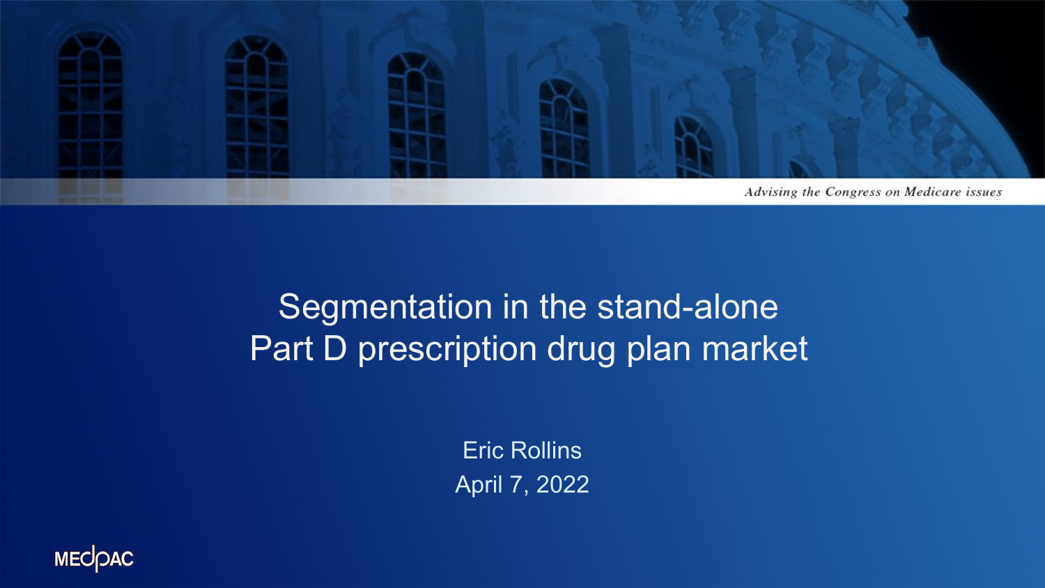Advising the Congress on Medicare issues

# Segmentation in the stand-alone Part D prescription drug plan market

Eric Rollins

April 7, 2022

MEDPAC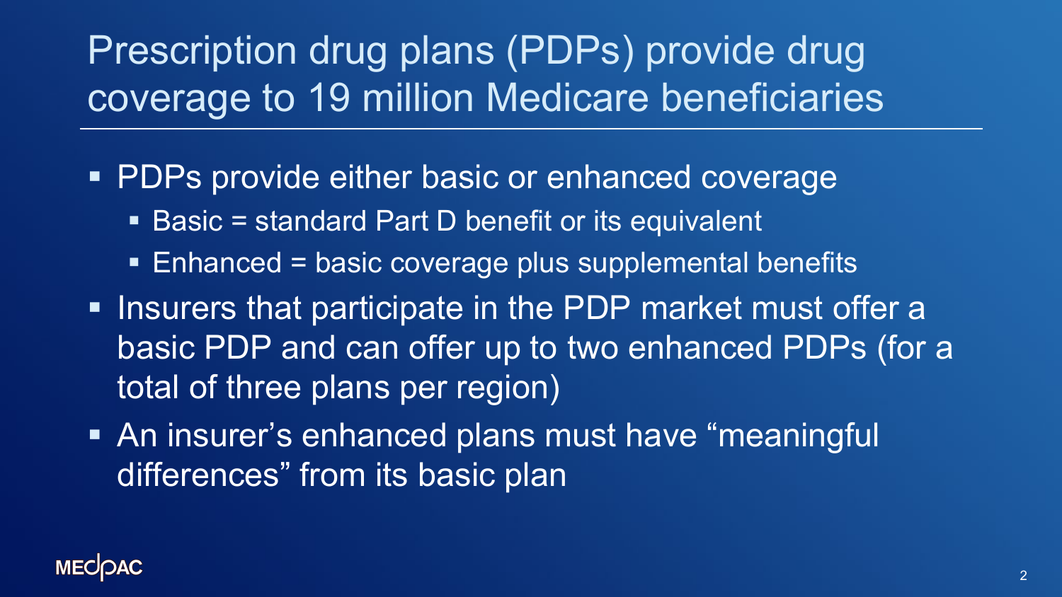# Prescription drug plans (PDPs) provide drug coverage to 19 million Medicare beneficiaries

- PDPs provide either basic or enhanced coverage
  - Basic = standard Part D benefit or its equivalent
  - Enhanced = basic coverage plus supplemental benefits
- Insurers that participate in the PDP market must offer a basic PDP and can offer up to two enhanced PDPs (for a total of three plans per region)
- An insurer's enhanced plans must have "meaningful differences" from its basic plan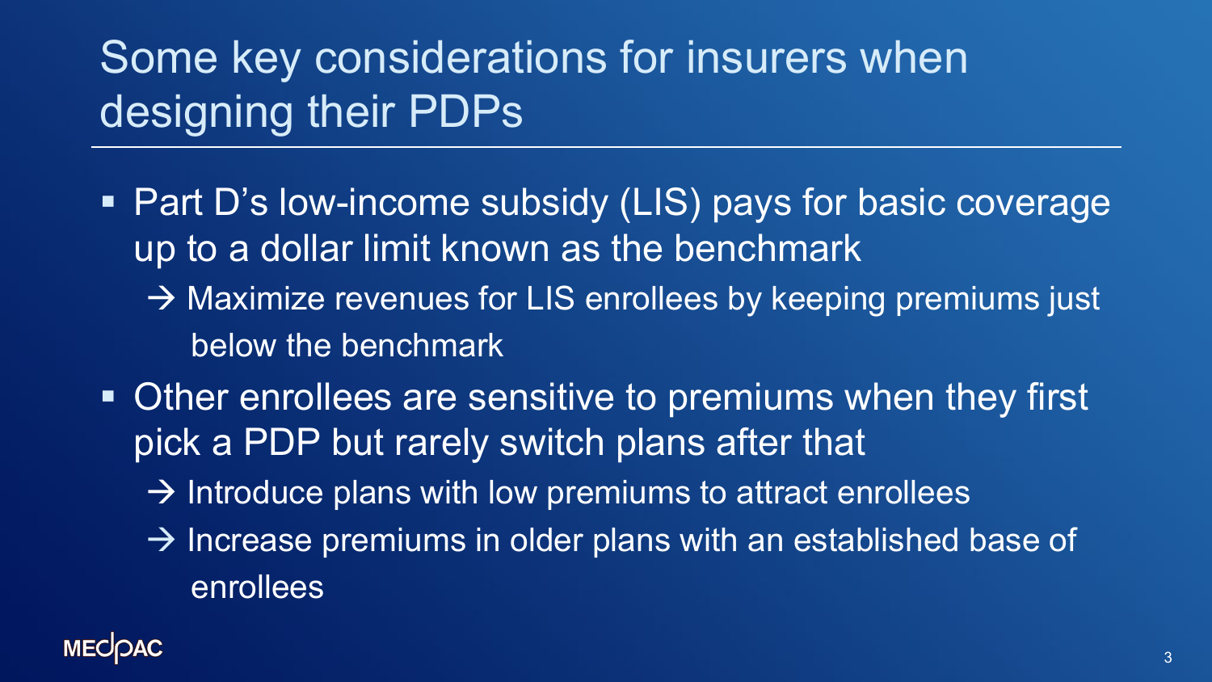# Some key considerations for insurers when designing their PDPs

- Part D's low-income subsidy (LIS) pays for basic coverage up to a dollar limit known as the benchmark
  - → Maximize revenues for LIS enrollees by keeping premiums just below the benchmark
- Other enrollees are sensitive to premiums when they first pick a PDP but rarely switch plans after that
  - → Introduce plans with low premiums to attract enrollees
  - → Increase premiums in older plans with an established base of enrollees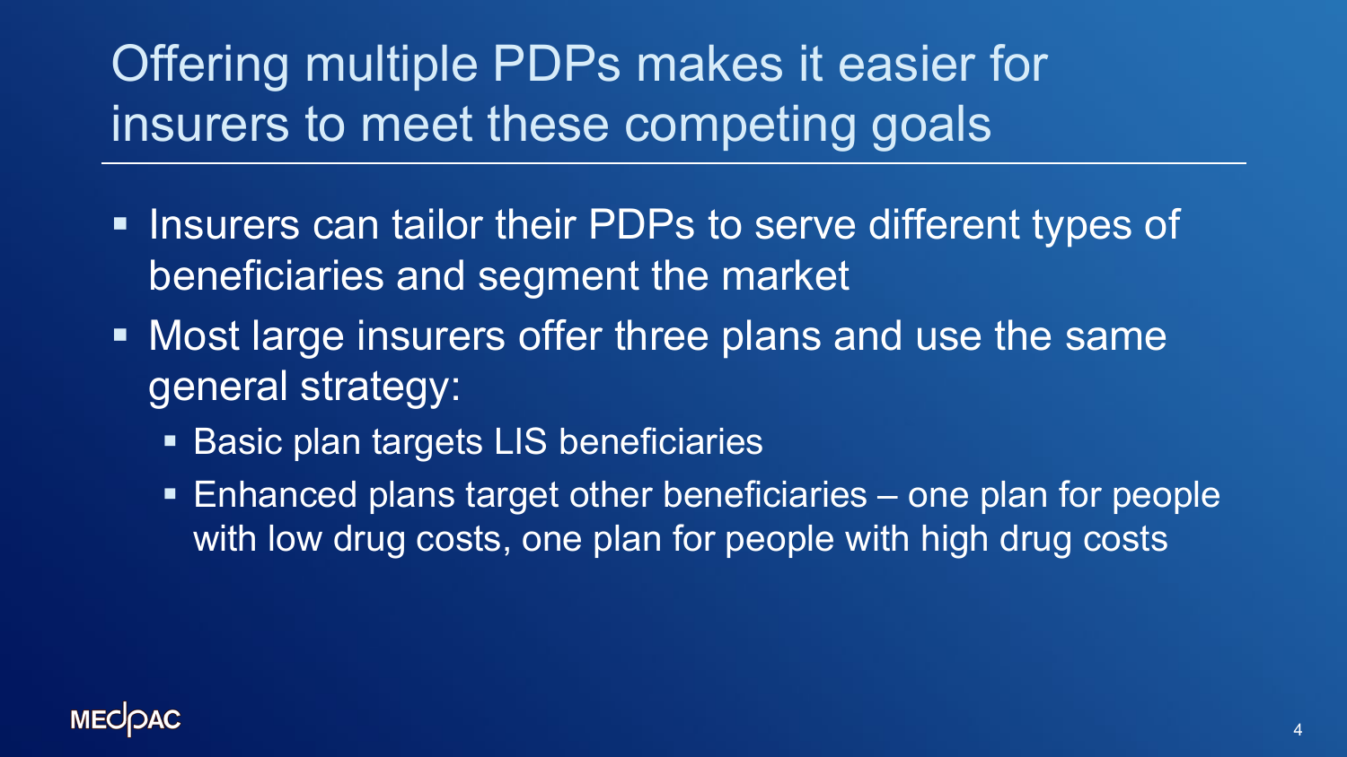# Offering multiple PDPs makes it easier for insurers to meet these competing goals

- Insurers can tailor their PDPs to serve different types of beneficiaries and segment the market
- Most large insurers offer three plans and use the same general strategy:
  - Basic plan targets LIS beneficiaries
  - Enhanced plans target other beneficiaries – one plan for people with low drug costs, one plan for people with high drug costs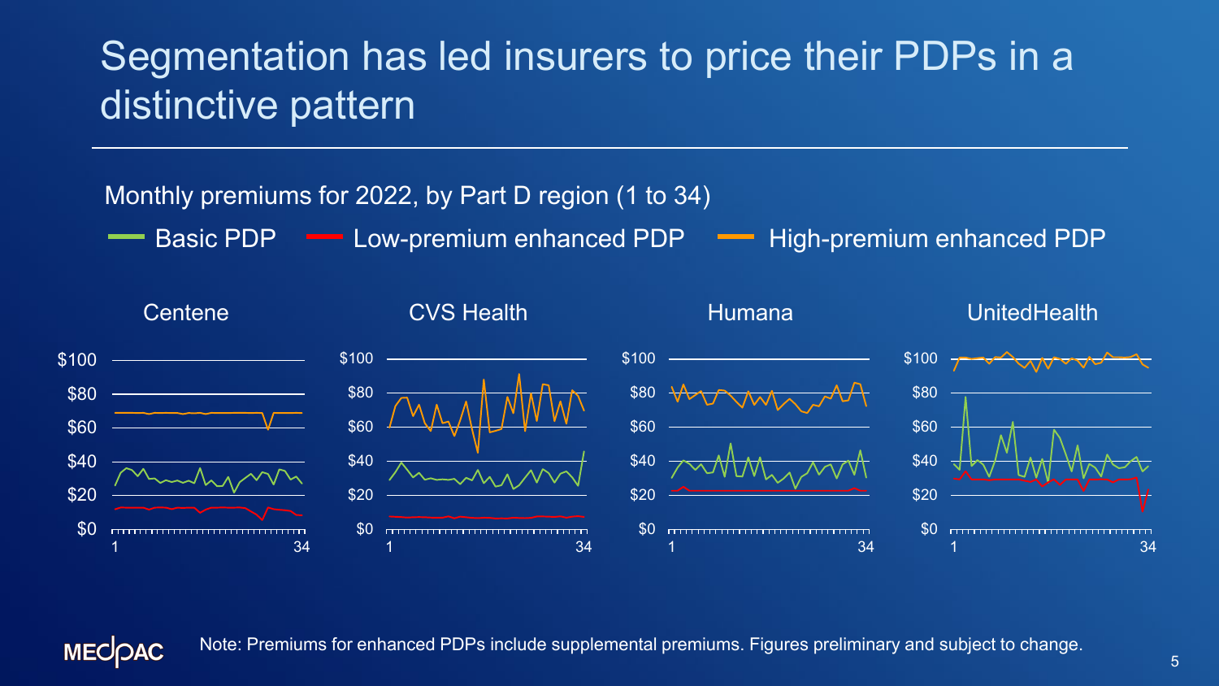# Segmentation has led insurers to price their PDPs in a distinctive pattern

Monthly premiums for 2022, by Part D region (1 to 34)

Basic PDP — Low-premium enhanced PDP — High-premium enhanced PDP

Centene | CVS Health | Humana | UnitedHealth

Note: Premiums for enhanced PDPs include supplemental premiums. Figures preliminary and subject to change.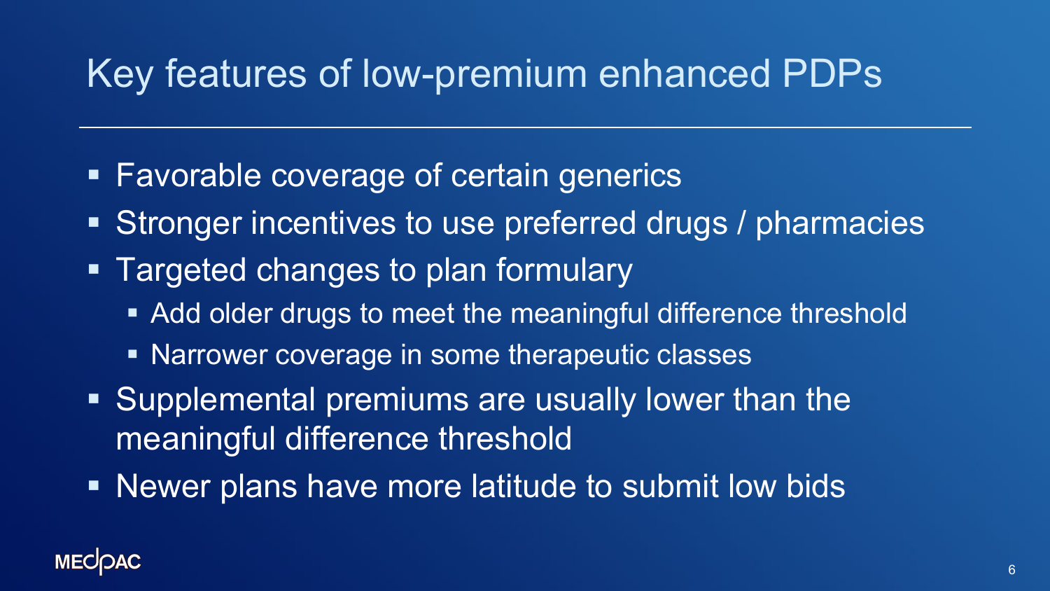# Key features of low-premium enhanced PDPs

- Favorable coverage of certain generics
- Stronger incentives to use preferred drugs / pharmacies
- Targeted changes to plan formulary
  - Add older drugs to meet the meaningful difference threshold
  - Narrower coverage in some therapeutic classes
- Supplemental premiums are usually lower than the meaningful difference threshold
- Newer plans have more latitude to submit low bids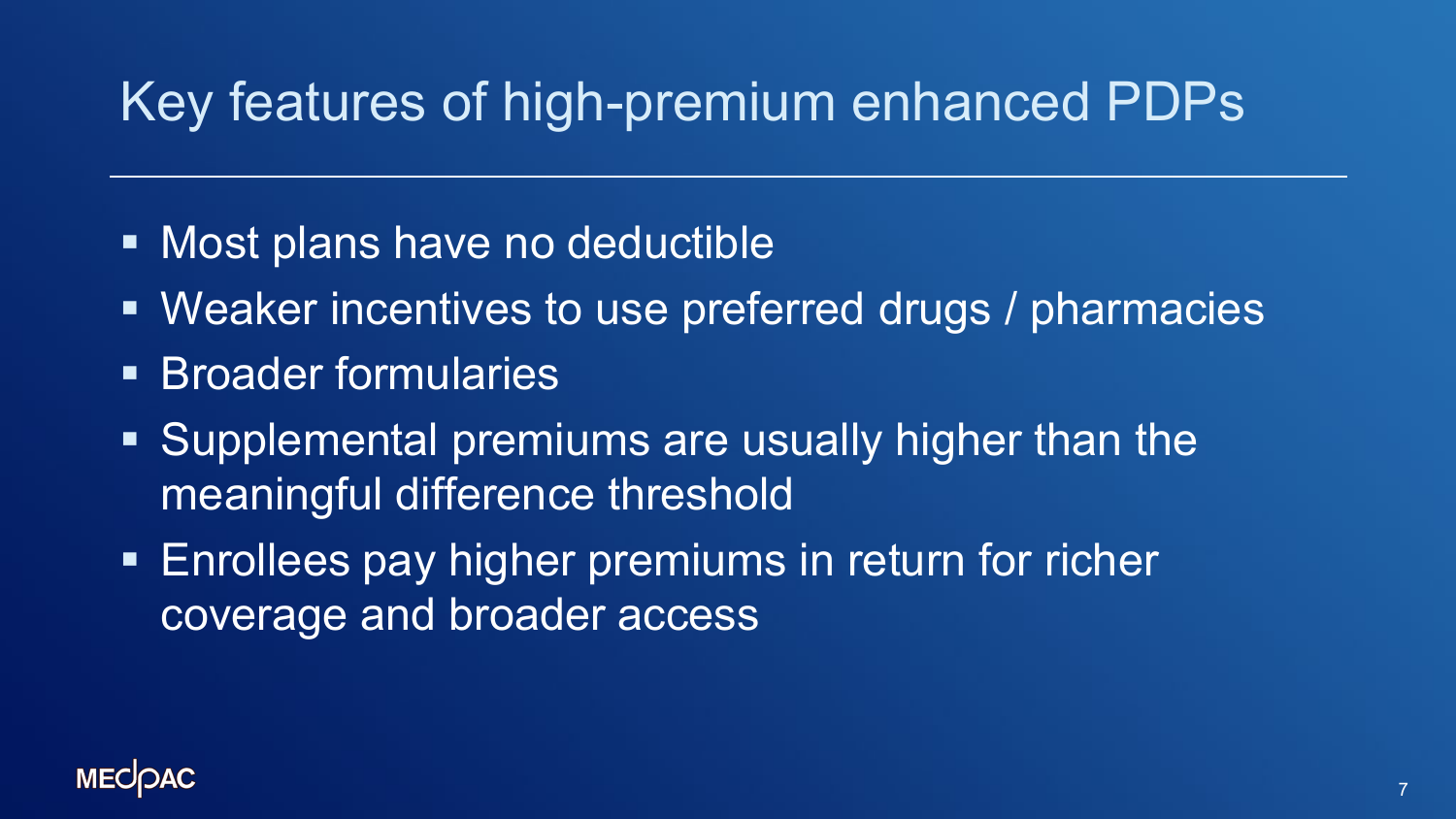# Key features of high-premium enhanced PDPs

- Most plans have no deductible
- Weaker incentives to use preferred drugs / pharmacies
- Broader formularies
- Supplemental premiums are usually higher than the meaningful difference threshold
- Enrollees pay higher premiums in return for richer coverage and broader access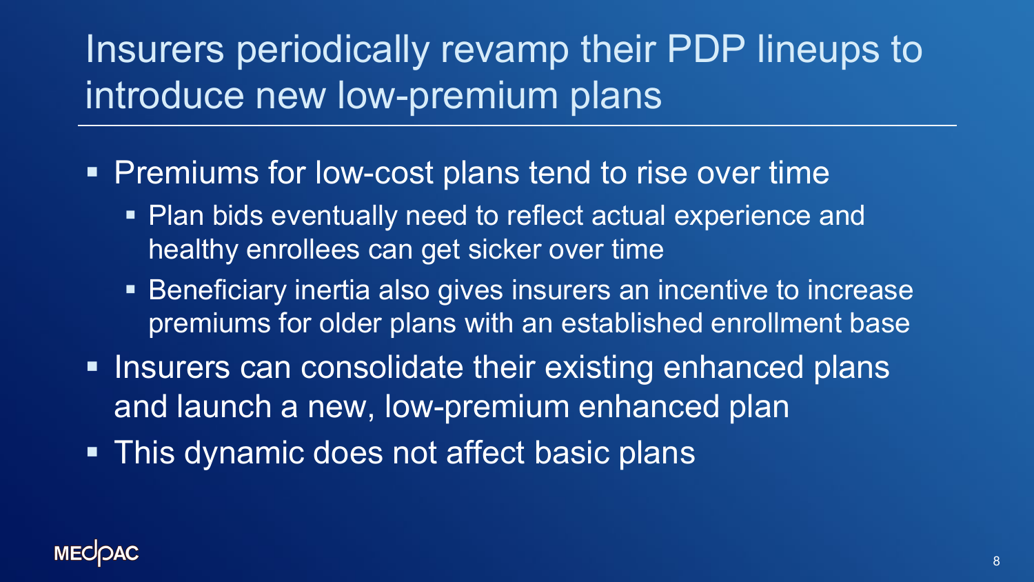# Insurers periodically revamp their PDP lineups to introduce new low-premium plans

- Premiums for low-cost plans tend to rise over time
  - Plan bids eventually need to reflect actual experience and healthy enrollees can get sicker over time
  - Beneficiary inertia also gives insurers an incentive to increase premiums for older plans with an established enrollment base
- Insurers can consolidate their existing enhanced plans and launch a new, low-premium enhanced plan
- This dynamic does not affect basic plans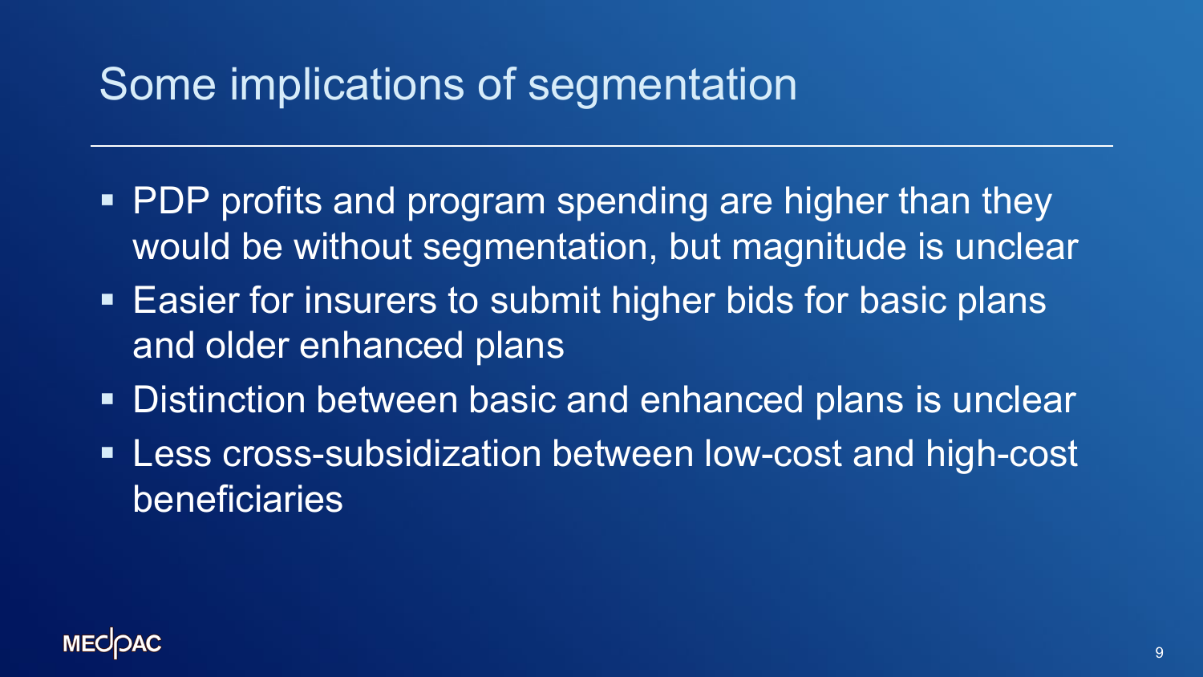# Some implications of segmentation

- PDP profits and program spending are higher than they would be without segmentation, but magnitude is unclear
- Easier for insurers to submit higher bids for basic plans and older enhanced plans
- Distinction between basic and enhanced plans is unclear
- Less cross-subsidization between low-cost and high-cost beneficiaries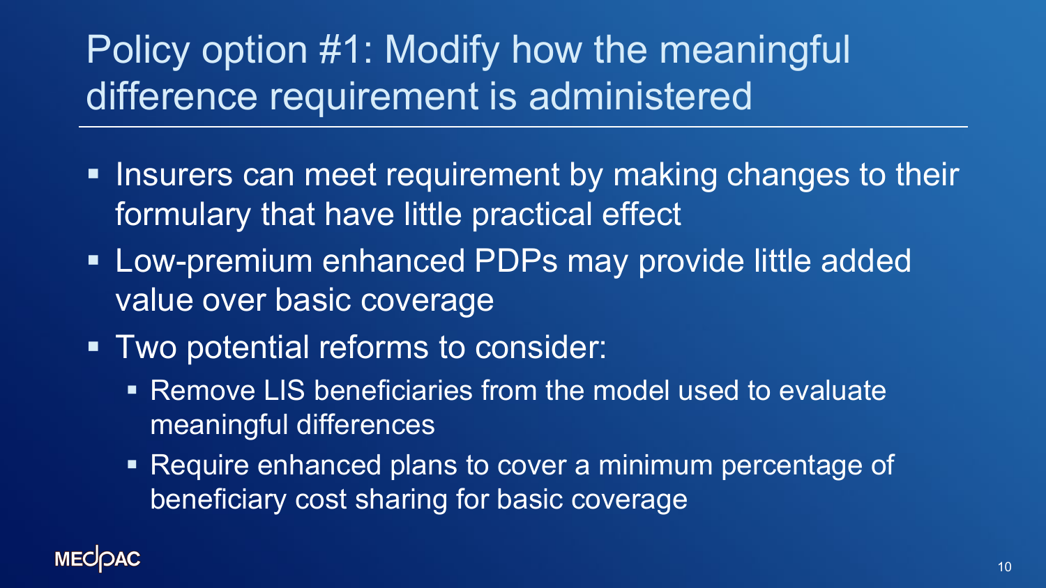# Policy option #1: Modify how the meaningful difference requirement is administered

- Insurers can meet requirement by making changes to their formulary that have little practical effect
- Low-premium enhanced PDPs may provide little added value over basic coverage
- Two potential reforms to consider:
  - Remove LIS beneficiaries from the model used to evaluate meaningful differences
  - Require enhanced plans to cover a minimum percentage of beneficiary cost sharing for basic coverage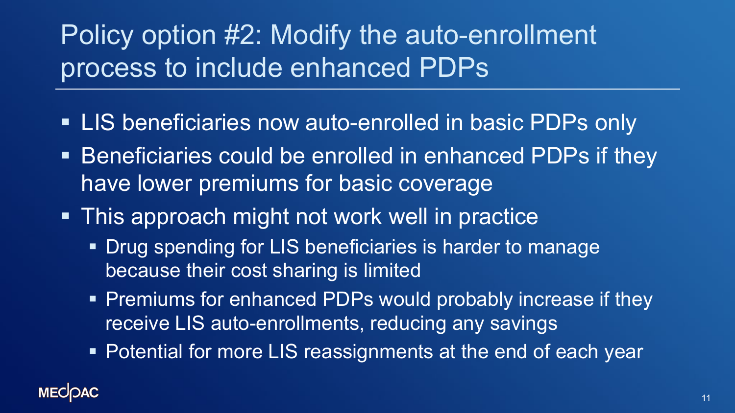# Policy option #2: Modify the auto-enrollment process to include enhanced PDPs

- LIS beneficiaries now auto-enrolled in basic PDPs only
- Beneficiaries could be enrolled in enhanced PDPs if they have lower premiums for basic coverage
- This approach might not work well in practice
  - Drug spending for LIS beneficiaries is harder to manage because their cost sharing is limited
  - Premiums for enhanced PDPs would probably increase if they receive LIS auto-enrollments, reducing any savings
  - Potential for more LIS reassignments at the end of each year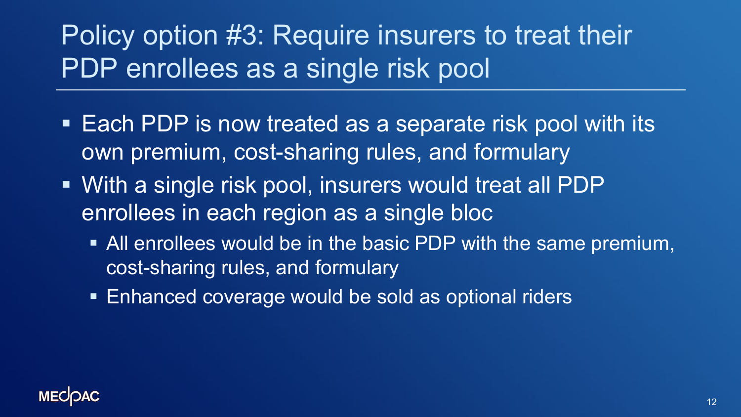# Policy option #3: Require insurers to treat their PDP enrollees as a single risk pool

- Each PDP is now treated as a separate risk pool with its own premium, cost-sharing rules, and formulary
- With a single risk pool, insurers would treat all PDP enrollees in each region as a single bloc
  - All enrollees would be in the basic PDP with the same premium, cost-sharing rules, and formulary
  - Enhanced coverage would be sold as optional riders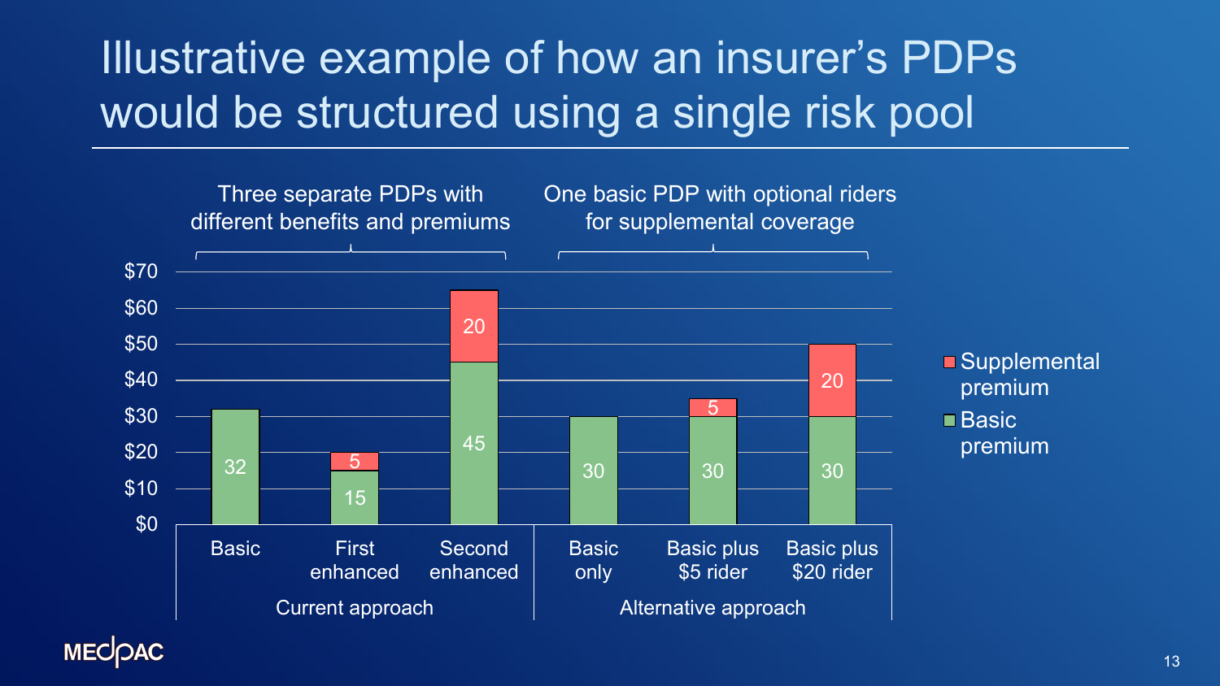# Illustrative example of how an insurer's PDPs would be structured using a single risk pool

| | Current approach: Three separate PDPs with different benefits and premiums | | | Alternative approach: One basic PDP with optional riders for supplemental coverage | | |
|---|---|---|---|---|---|---|
| | Basic | First enhanced | Second enhanced | Basic only | Basic plus $5 rider | Basic plus $20 rider |
| Basic premium | 32 | 15 | 45 | 30 | 30 | 30 |
| Supplemental premium | | 5 | 20 | | 5 | 20 |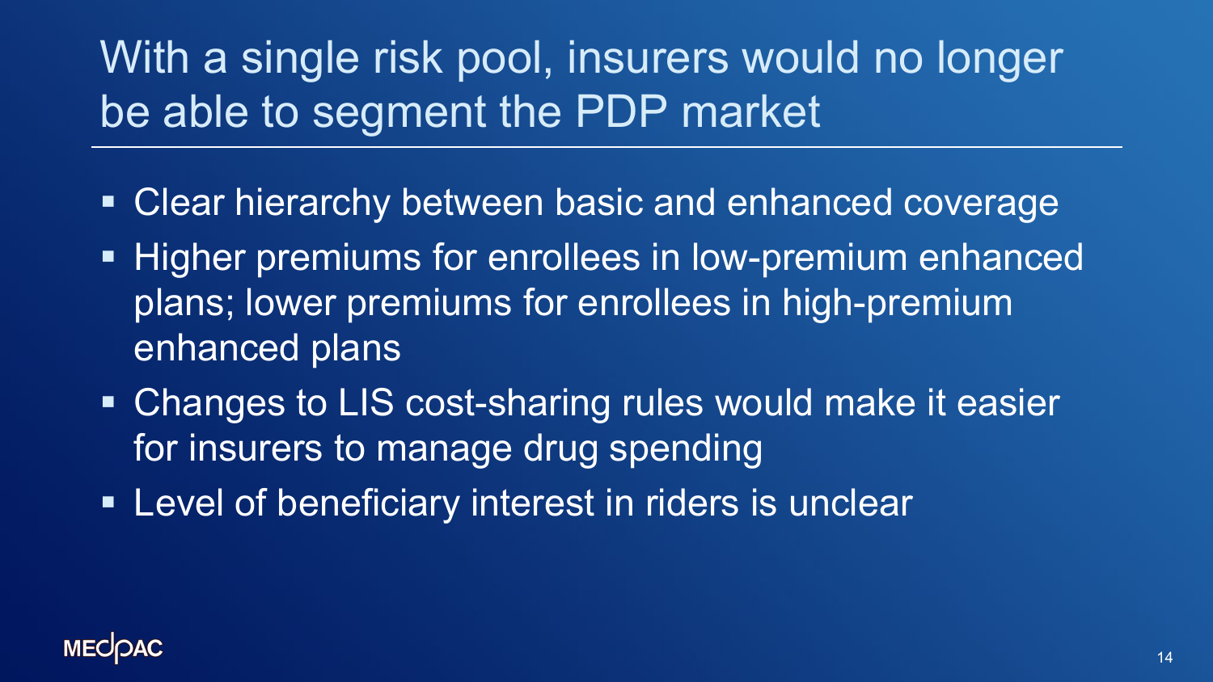# With a single risk pool, insurers would no longer be able to segment the PDP market

- Clear hierarchy between basic and enhanced coverage
- Higher premiums for enrollees in low-premium enhanced plans; lower premiums for enrollees in high-premium enhanced plans
- Changes to LIS cost-sharing rules would make it easier for insurers to manage drug spending
- Level of beneficiary interest in riders is unclear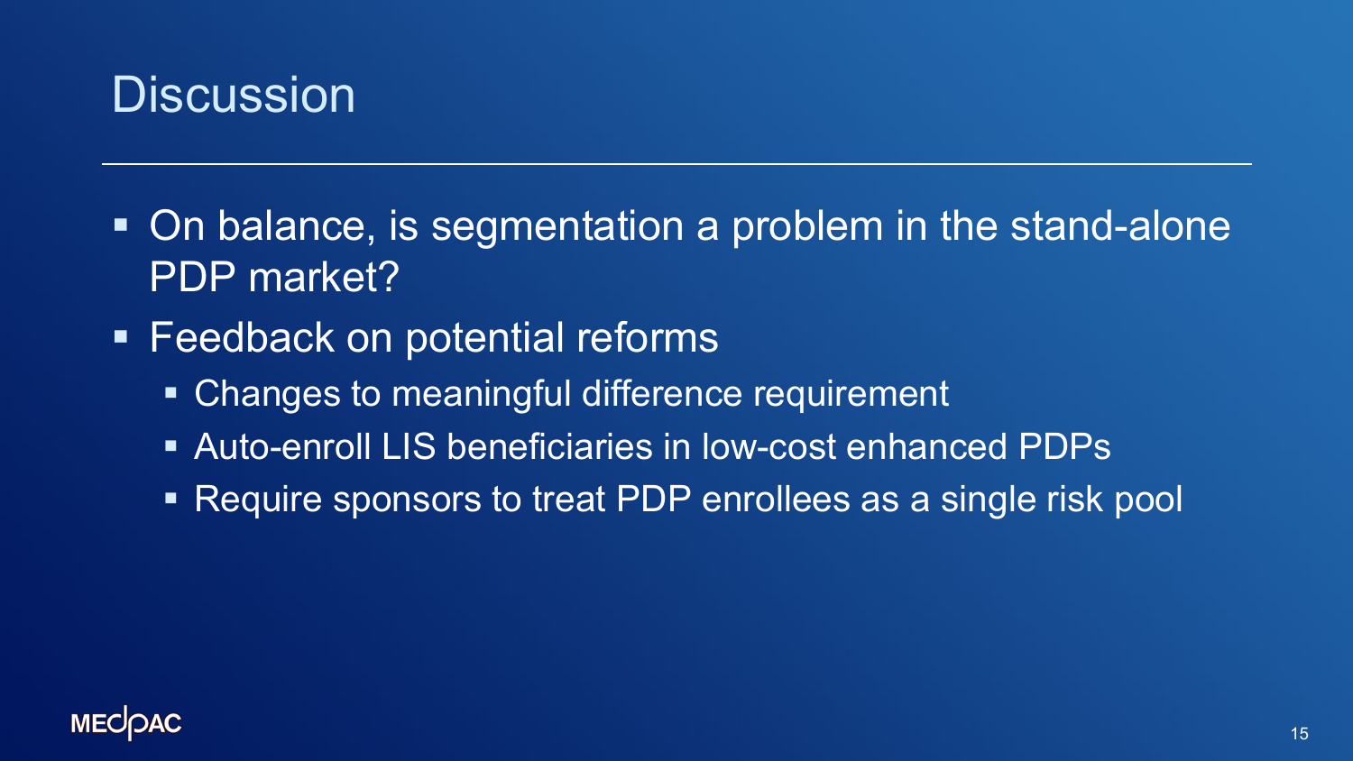# Discussion

- On balance, is segmentation a problem in the stand-alone PDP market?
- Feedback on potential reforms
  - Changes to meaningful difference requirement
  - Auto-enroll LIS beneficiaries in low-cost enhanced PDPs
  - Require sponsors to treat PDP enrollees as a single risk pool